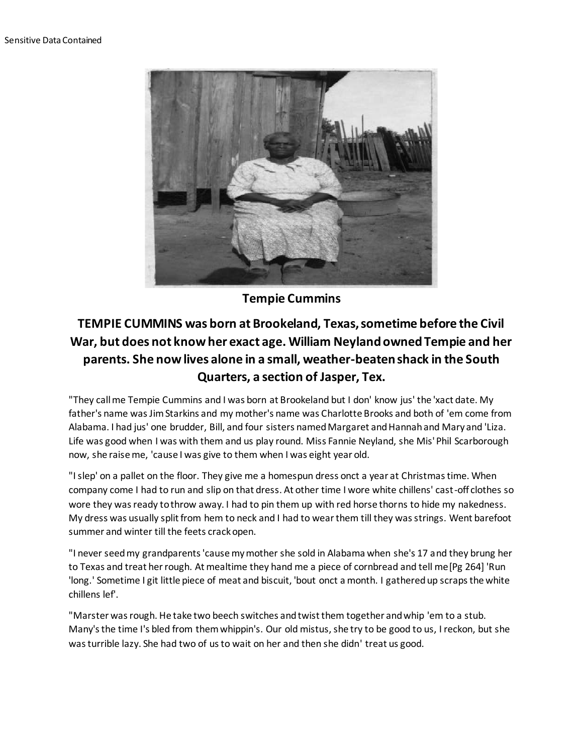Sensitive Data Contained

**Tempie Cummins**

## TEMPIE CUMMINS was born at Brookeland, Texas, sometime before the Civil War, but does not know her exact age. William Neyland owned Tempie and her parents. She now lives alone in a small, weather-beaten shack in the South Quarters, a section of Jasper, Tex.

"They call me Tempie Cummins and I was born at Brookeland but I don' know jus' the 'xact date. My father's name was Jim Starkins and my mother's name was Charlotte Brooks and both of 'em come from Alabama. I had jus' one brudder, Bill, and four sisters named Margaret and Hannah and Mary and 'Liza. Life was good when I was with them and us play round. Miss Fannie Neyland, she Mis' Phil Scarborough now, she raise me, 'cause I was give to them when I was eight year old.

"I slep' on a pallet on the floor. They give me a homespun dress onct a year at Christmas time. When company come I had to run and slip on that dress. At other time I wore white chillens' cast-off clothes so wore they was ready to throw away. I had to pin them up with red horse thorns to hide my nakedness. My dress was usually split from hem to neck and I had to wear them till they was strings. Went barefoot summer and winter till the feets crack open.

"I never seed my grandparents 'cause my mother she sold in Alabama when she's 17 and they brung her to Texas and treat her rough. At mealtime they hand me a piece of cornbread and tell me [Pg 264] 'Run 'long.' Sometime I git little piece of meat and biscuit, 'bout onct a month. I gathered up scraps the white chillens lef'.

"Marster was rough. He take two beech switches and twist them together and whip 'em to a stub. Many's the time I's bled from them whippin's. Our old mistus, she try to be good to us, I reckon, but she was turrible lazy. She had two of us to wait on her and then she didn' treat us good.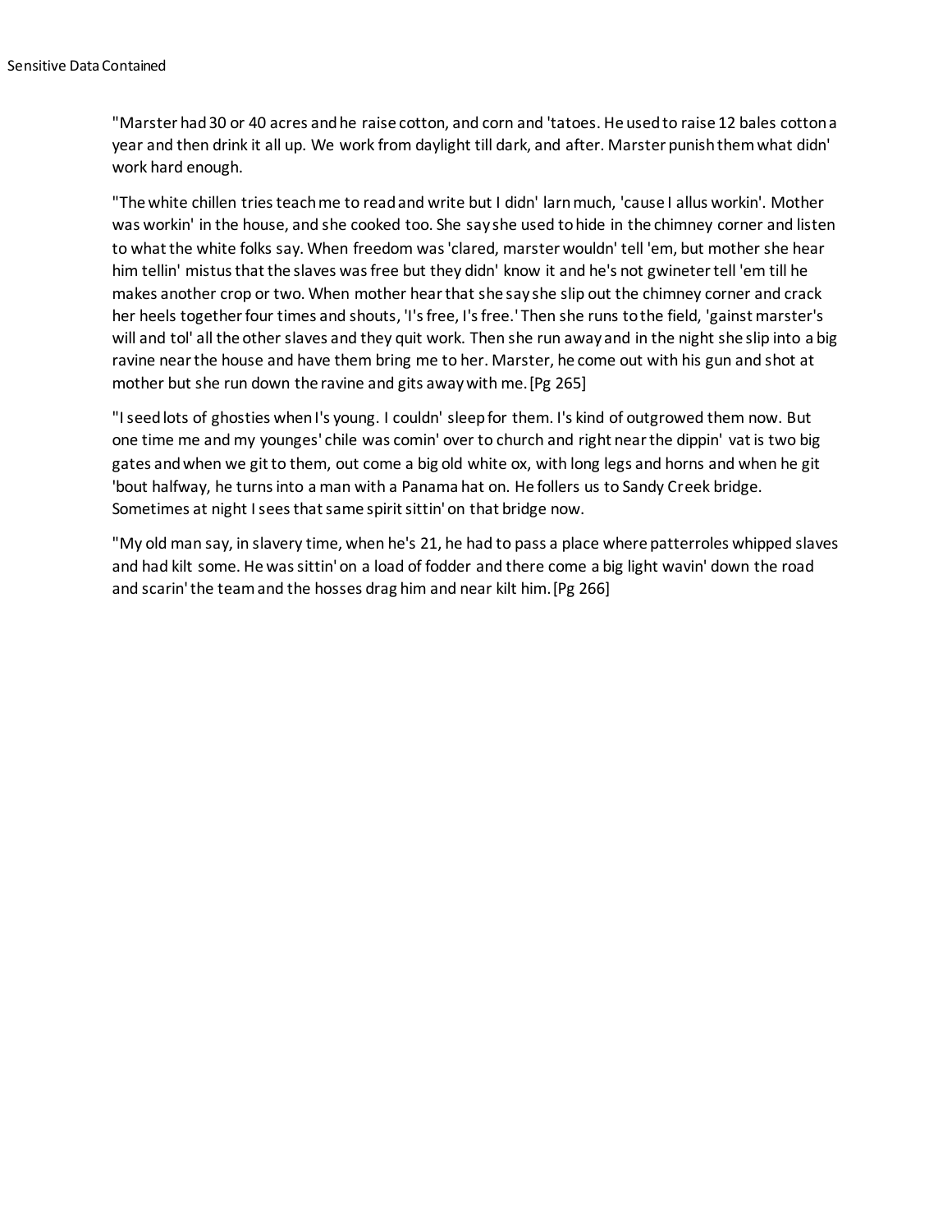"Marster had 30 or 40 acres and he raise cotton, and corn and 'tatoes. He used to raise 12 bales cotton a year and then drink it all up. We work from daylight till dark, and after. Marster punish them what didn' work hard enough.

"The white chillen tries teach me to read and write but I didn' larn much, 'cause I allus workin'. Mother was workin' in the house, and she cooked too. She say she used to hide in the chimney corner and listen to what the white folks say. When freedom was 'clared, marster wouldn' tell 'em, but mother she hear him tellin' mistus that the slaves was free but they didn' know it and he's not gwineter tell 'em till he makes another crop or two. When mother hear that she say she slip out the chimney corner and crack her heels together four times and shouts, 'I's free, I's free.' Then she runs to the field, 'gainst marster's will and tol' all the other slaves and they quit work. Then she run away and in the night she slip into a big ravine near the house and have them bring me to her. Marster, he come out with his gun and shot at mother but she run down the ravine and gits away with me. [Pg 265]

"I seed lots of ghosties when I's young. I couldn' sleep for them. I's kind of outgrowed them now. But one time me and my younges' chile was comin' over to church and right near the dippin' vat is two big gates and when we git to them, out come a big old white ox, with long legs and horns and when he git 'bout halfway, he turns into a man with a Panama hat on. He follers us to Sandy Creek bridge. Sometimes at night I sees that same spirit sittin' on that bridge now.

"My old man say, in slavery time, when he's 21, he had to pass a place where patterroles whipped slaves and had kilt some. He was sittin' on a load of fodder and there come a big light wavin' down the road and scarin' the team and the hosses drag him and near kilt him. [Pg 266]